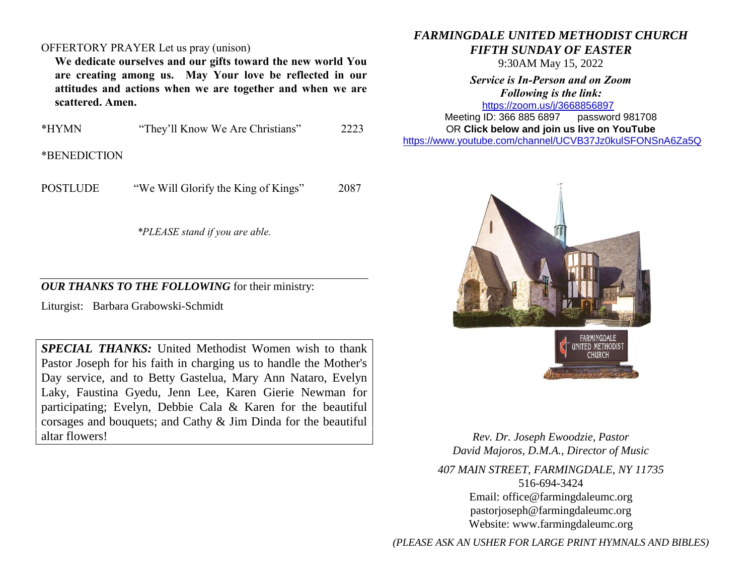OFFERTORY PRAYER Let us pray (unison)

**We dedicate ourselves and our gifts toward the new world You are creating among us. May Your love be reflected in our attitudes and actions when we are together and when we are scattered. Amen.**

*HYMN "They'll Know We Are Christians" 2223

*BENEDICTION

POSTLUDE "We Will Glorify the King of Kings" 2087

*\*PLEASE stand if you are able.*

---

***OUR THANKS TO THE FOLLOWING*** for their ministry:

Liturgist: Barbara Grabowski-Schmidt

***SPECIAL THANKS:*** United Methodist Women wish to thank Pastor Joseph for his faith in charging us to handle the Mother's Day service, and to Betty Gastelua, Mary Ann Nataro, Evelyn Laky, Faustina Gyedu, Jenn Lee, Karen Gierie Newman for participating; Evelyn, Debbie Cala & Karen for the beautiful corsages and bouquets; and Cathy & Jim Dinda for the beautiful altar flowers!

# *FARMINGDALE UNITED METHODIST CHURCH*

## *FIFTH SUNDAY OF EASTER*

9:30AM May 15, 2022

***Service is In-Person and on Zoom***
***Following is the link:***

https://zoom.us/j/3668856897

Meeting ID: 366 885 6897 password 981708

OR **Click below and join us live on YouTube**

https://www.youtube.com/channel/UCVB37Jz0kulSFONSnA6Za5Q

FARMINGDALE UNITED METHODIST CHURCH

*Rev. Dr. Joseph Ewoodzie, Pastor*
*David Majoros, D.M.A., Director of Music*

*407 MAIN STREET, FARMINGDALE, NY 11735*
516-694-3424
Email: office@farmingdaleumc.org
pastorjoseph@farmingdaleumc.org
Website: www.farmingdaleumc.org

*(PLEASE ASK AN USHER FOR LARGE PRINT HYMNALS AND BIBLES)*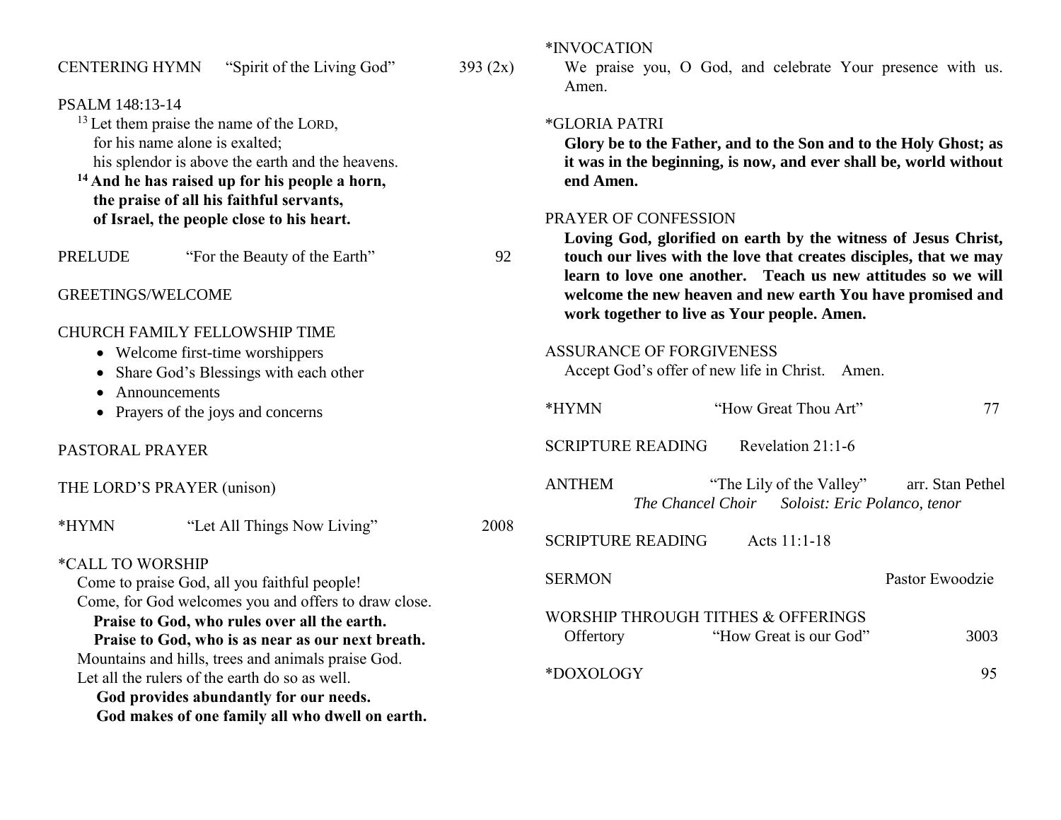CENTERING HYMN "Spirit of the Living God" 393 (2x)

PSALM 148:13-14

[13] Let them praise the name of the LORD,
for his name alone is exalted;
his splendor is above the earth and the heavens.

**[14] And he has raised up for his people a horn,**
**the praise of all his faithful servants,**
**of Israel, the people close to his heart.**

PRELUDE "For the Beauty of the Earth" 92

GREETINGS/WELCOME

CHURCH FAMILY FELLOWSHIP TIME

- Welcome first-time worshippers
- Share God's Blessings with each other
- Announcements
- Prayers of the joys and concerns

PASTORAL PRAYER

THE LORD'S PRAYER (unison)

*HYMN "Let All Things Now Living" 2008

*CALL TO WORSHIP

Come to praise God, all you faithful people!
Come, for God welcomes you and offers to draw close.
**Praise to God, who rules over all the earth.**
**Praise to God, who is as near as our next breath.**
Mountains and hills, trees and animals praise God.
Let all the rulers of the earth do so as well.
**God provides abundantly for our needs.**
**God makes of one family all who dwell on earth.**

*INVOCATION

We praise you, O God, and celebrate Your presence with us. Amen.

*GLORIA PATRI

**Glory be to the Father, and to the Son and to the Holy Ghost; as it was in the beginning, is now, and ever shall be, world without end Amen.**

PRAYER OF CONFESSION

**Loving God, glorified on earth by the witness of Jesus Christ, touch our lives with the love that creates disciples, that we may learn to love one another. Teach us new attitudes so we will welcome the new heaven and new earth You have promised and work together to live as Your people. Amen.**

ASSURANCE OF FORGIVENESS

Accept God's offer of new life in Christ. Amen.

*HYMN "How Great Thou Art" 77

SCRIPTURE READING Revelation 21:1-6

ANTHEM "The Lily of the Valley" arr. Stan Pethel
*The Chancel Choir* *Soloist: Eric Polanco, tenor*

SCRIPTURE READING Acts 11:1-18

SERMON Pastor Ewoodzie

WORSHIP THROUGH TITHES & OFFERINGS

Offertory "How Great is our God" 3003

*DOXOLOGY 95